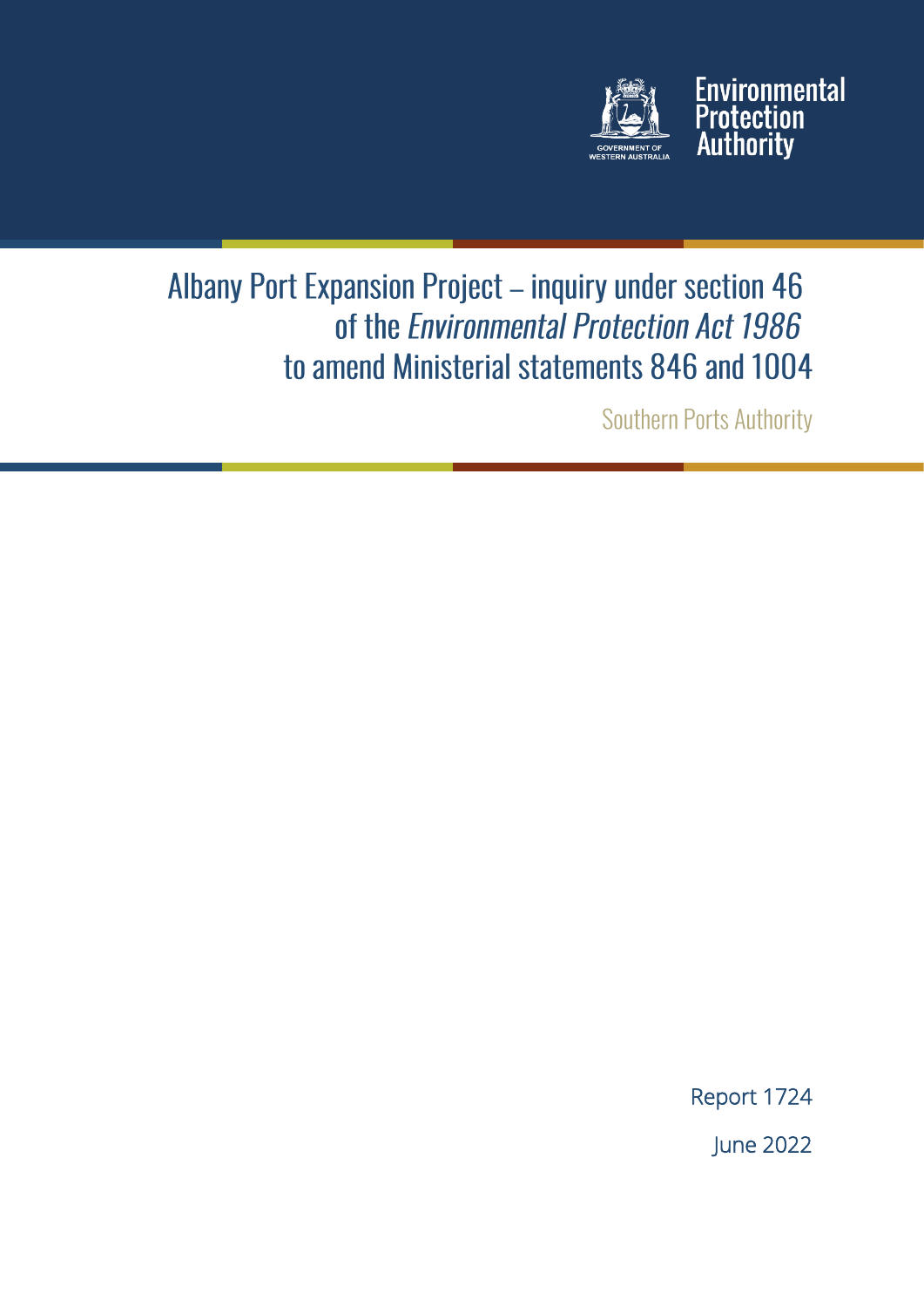Environmental Protection Authority

# Albany Port Expansion Project – inquiry under section 46 of the *Environmental Protection Act 1986* to amend Ministerial statements 846 and 1004

Southern Ports Authority

Report 1724

June 2022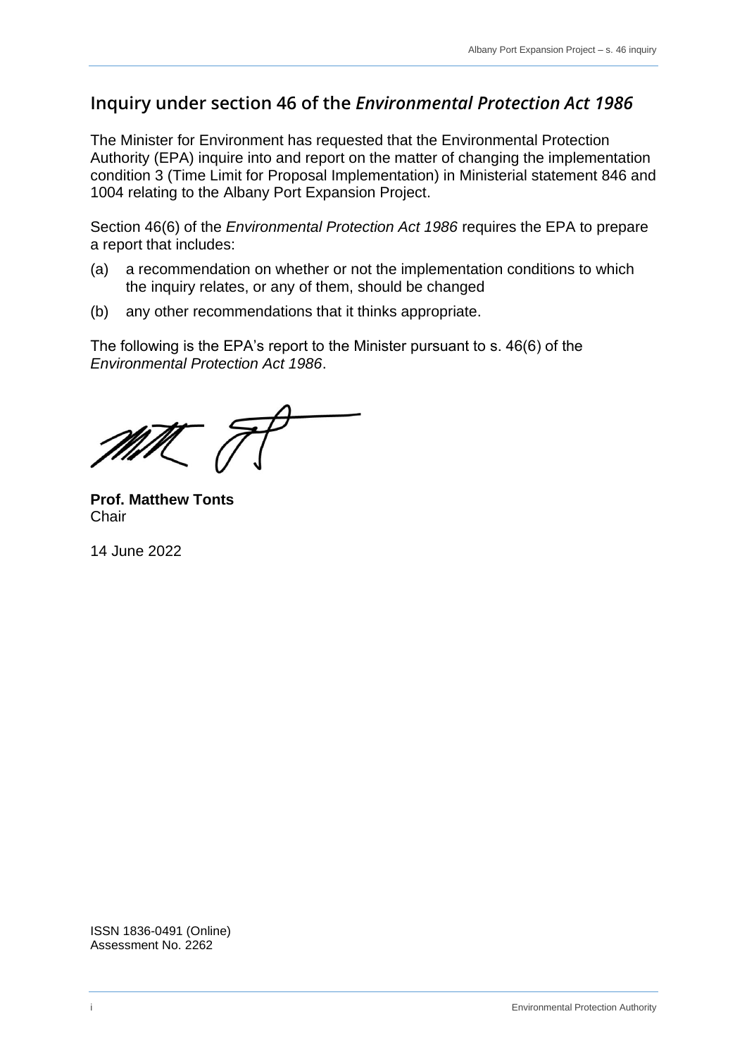## Inquiry under section 46 of the *Environmental Protection Act 1986*

The Minister for Environment has requested that the Environmental Protection Authority (EPA) inquire into and report on the matter of changing the implementation condition 3 (Time Limit for Proposal Implementation) in Ministerial statement 846 and 1004 relating to the Albany Port Expansion Project.

Section 46(6) of the *Environmental Protection Act 1986* requires the EPA to prepare a report that includes:

(a) a recommendation on whether or not the implementation conditions to which the inquiry relates, or any of them, should be changed

(b) any other recommendations that it thinks appropriate.

The following is the EPA's report to the Minister pursuant to s. 46(6) of the *Environmental Protection Act 1986*.

**Prof. Matthew Tonts**
Chair

14 June 2022

ISSN 1836-0491 (Online)
Assessment No. 2262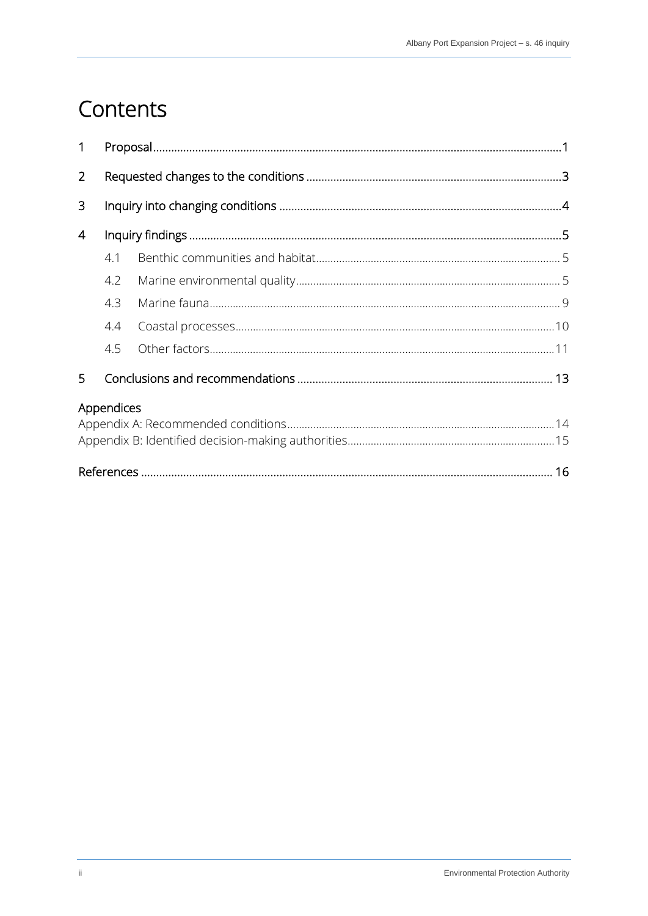# Contents

1 Proposal ..... 1

2 Requested changes to the conditions ..... 3

3 Inquiry into changing conditions ..... 4

4 Inquiry findings ..... 5

- 4.1 Benthic communities and habitat ..... 5
- 4.2 Marine environmental quality ..... 5
- 4.3 Marine fauna ..... 9
- 4.4 Coastal processes ..... 10
- 4.5 Other factors ..... 11

5 Conclusions and recommendations ..... 13

Appendices

Appendix A: Recommended conditions ..... 14

Appendix B: Identified decision-making authorities ..... 15

References ..... 16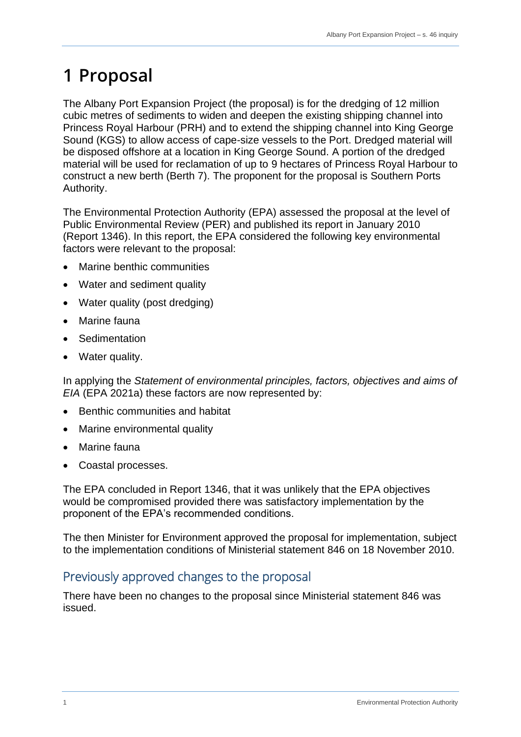# 1 Proposal

The Albany Port Expansion Project (the proposal) is for the dredging of 12 million cubic metres of sediments to widen and deepen the existing shipping channel into Princess Royal Harbour (PRH) and to extend the shipping channel into King George Sound (KGS) to allow access of cape-size vessels to the Port. Dredged material will be disposed offshore at a location in King George Sound. A portion of the dredged material will be used for reclamation of up to 9 hectares of Princess Royal Harbour to construct a new berth (Berth 7). The proponent for the proposal is Southern Ports Authority.

The Environmental Protection Authority (EPA) assessed the proposal at the level of Public Environmental Review (PER) and published its report in January 2010 (Report 1346). In this report, the EPA considered the following key environmental factors were relevant to the proposal:

- Marine benthic communities
- Water and sediment quality
- Water quality (post dredging)
- Marine fauna
- Sedimentation
- Water quality.

In applying the *Statement of environmental principles, factors, objectives and aims of EIA* (EPA 2021a) these factors are now represented by:

- Benthic communities and habitat
- Marine environmental quality
- Marine fauna
- Coastal processes.

The EPA concluded in Report 1346, that it was unlikely that the EPA objectives would be compromised provided there was satisfactory implementation by the proponent of the EPA's recommended conditions.

The then Minister for Environment approved the proposal for implementation, subject to the implementation conditions of Ministerial statement 846 on 18 November 2010.

## Previously approved changes to the proposal

There have been no changes to the proposal since Ministerial statement 846 was issued.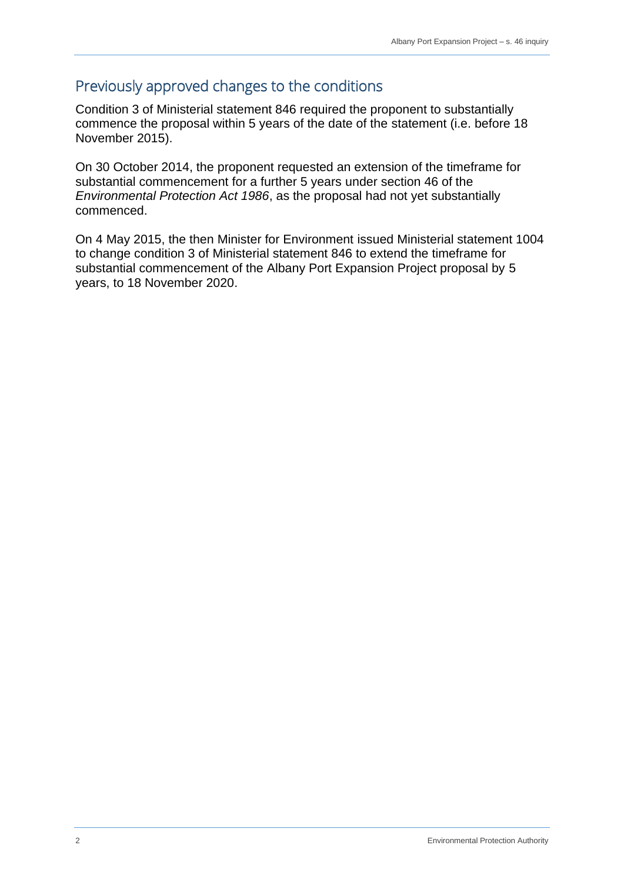## Previously approved changes to the conditions

Condition 3 of Ministerial statement 846 required the proponent to substantially commence the proposal within 5 years of the date of the statement (i.e. before 18 November 2015).

On 30 October 2014, the proponent requested an extension of the timeframe for substantial commencement for a further 5 years under section 46 of the *Environmental Protection Act 1986*, as the proposal had not yet substantially commenced.

On 4 May 2015, the then Minister for Environment issued Ministerial statement 1004 to change condition 3 of Ministerial statement 846 to extend the timeframe for substantial commencement of the Albany Port Expansion Project proposal by 5 years, to 18 November 2020.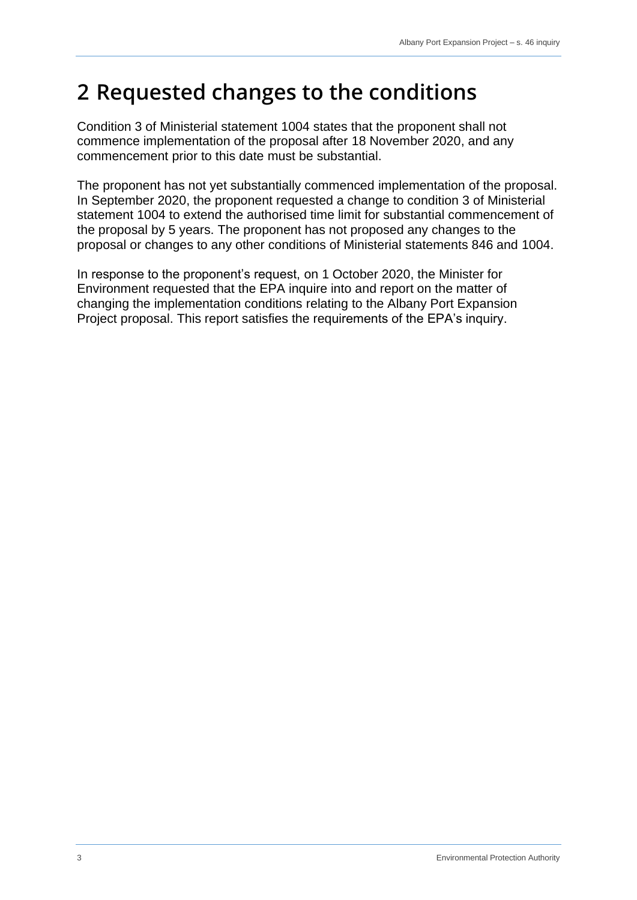# 2 Requested changes to the conditions

Condition 3 of Ministerial statement 1004 states that the proponent shall not commence implementation of the proposal after 18 November 2020, and any commencement prior to this date must be substantial.

The proponent has not yet substantially commenced implementation of the proposal. In September 2020, the proponent requested a change to condition 3 of Ministerial statement 1004 to extend the authorised time limit for substantial commencement of the proposal by 5 years. The proponent has not proposed any changes to the proposal or changes to any other conditions of Ministerial statements 846 and 1004.

In response to the proponent's request, on 1 October 2020, the Minister for Environment requested that the EPA inquire into and report on the matter of changing the implementation conditions relating to the Albany Port Expansion Project proposal. This report satisfies the requirements of the EPA's inquiry.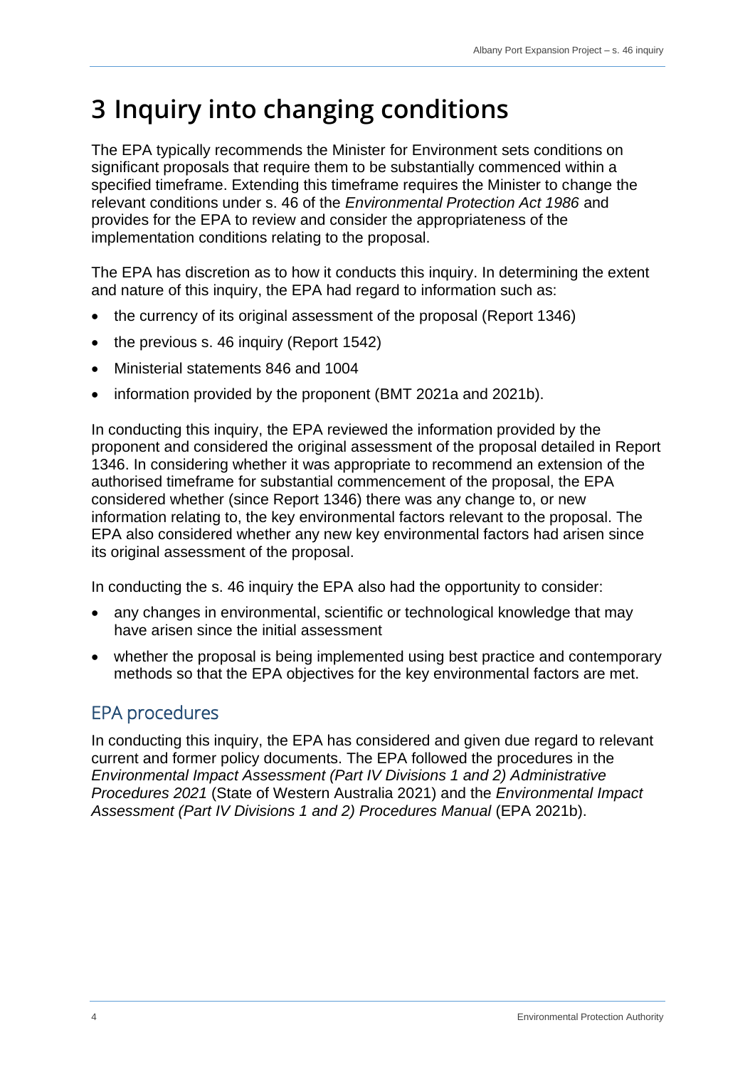# 3 Inquiry into changing conditions

The EPA typically recommends the Minister for Environment sets conditions on significant proposals that require them to be substantially commenced within a specified timeframe. Extending this timeframe requires the Minister to change the relevant conditions under s. 46 of the *Environmental Protection Act 1986* and provides for the EPA to review and consider the appropriateness of the implementation conditions relating to the proposal.

The EPA has discretion as to how it conducts this inquiry. In determining the extent and nature of this inquiry, the EPA had regard to information such as:

- the currency of its original assessment of the proposal (Report 1346)
- the previous s. 46 inquiry (Report 1542)
- Ministerial statements 846 and 1004
- information provided by the proponent (BMT 2021a and 2021b).

In conducting this inquiry, the EPA reviewed the information provided by the proponent and considered the original assessment of the proposal detailed in Report 1346. In considering whether it was appropriate to recommend an extension of the authorised timeframe for substantial commencement of the proposal, the EPA considered whether (since Report 1346) there was any change to, or new information relating to, the key environmental factors relevant to the proposal. The EPA also considered whether any new key environmental factors had arisen since its original assessment of the proposal.

In conducting the s. 46 inquiry the EPA also had the opportunity to consider:

- any changes in environmental, scientific or technological knowledge that may have arisen since the initial assessment
- whether the proposal is being implemented using best practice and contemporary methods so that the EPA objectives for the key environmental factors are met.

## EPA procedures

In conducting this inquiry, the EPA has considered and given due regard to relevant current and former policy documents. The EPA followed the procedures in the *Environmental Impact Assessment (Part IV Divisions 1 and 2) Administrative Procedures 2021* (State of Western Australia 2021) and the *Environmental Impact Assessment (Part IV Divisions 1 and 2) Procedures Manual* (EPA 2021b).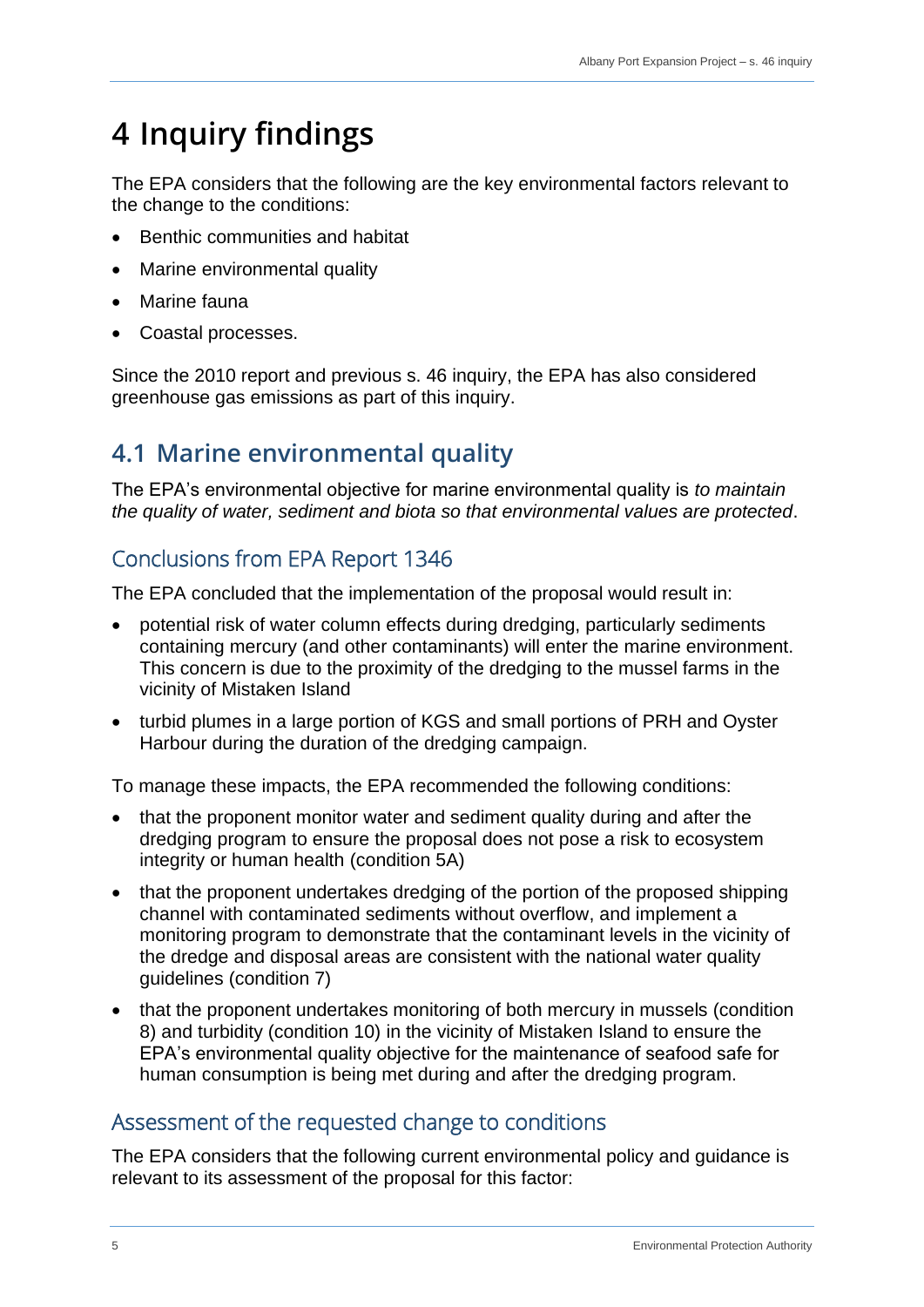# 4 Inquiry findings

The EPA considers that the following are the key environmental factors relevant to the change to the conditions:

- Benthic communities and habitat
- Marine environmental quality
- Marine fauna
- Coastal processes.

Since the 2010 report and previous s. 46 inquiry, the EPA has also considered greenhouse gas emissions as part of this inquiry.

## 4.1 Marine environmental quality

The EPA's environmental objective for marine environmental quality is *to maintain the quality of water, sediment and biota so that environmental values are protected*.

### Conclusions from EPA Report 1346

The EPA concluded that the implementation of the proposal would result in:

- potential risk of water column effects during dredging, particularly sediments containing mercury (and other contaminants) will enter the marine environment. This concern is due to the proximity of the dredging to the mussel farms in the vicinity of Mistaken Island
- turbid plumes in a large portion of KGS and small portions of PRH and Oyster Harbour during the duration of the dredging campaign.

To manage these impacts, the EPA recommended the following conditions:

- that the proponent monitor water and sediment quality during and after the dredging program to ensure the proposal does not pose a risk to ecosystem integrity or human health (condition 5A)
- that the proponent undertakes dredging of the portion of the proposed shipping channel with contaminated sediments without overflow, and implement a monitoring program to demonstrate that the contaminant levels in the vicinity of the dredge and disposal areas are consistent with the national water quality guidelines (condition 7)
- that the proponent undertakes monitoring of both mercury in mussels (condition 8) and turbidity (condition 10) in the vicinity of Mistaken Island to ensure the EPA's environmental quality objective for the maintenance of seafood safe for human consumption is being met during and after the dredging program.

### Assessment of the requested change to conditions

The EPA considers that the following current environmental policy and guidance is relevant to its assessment of the proposal for this factor: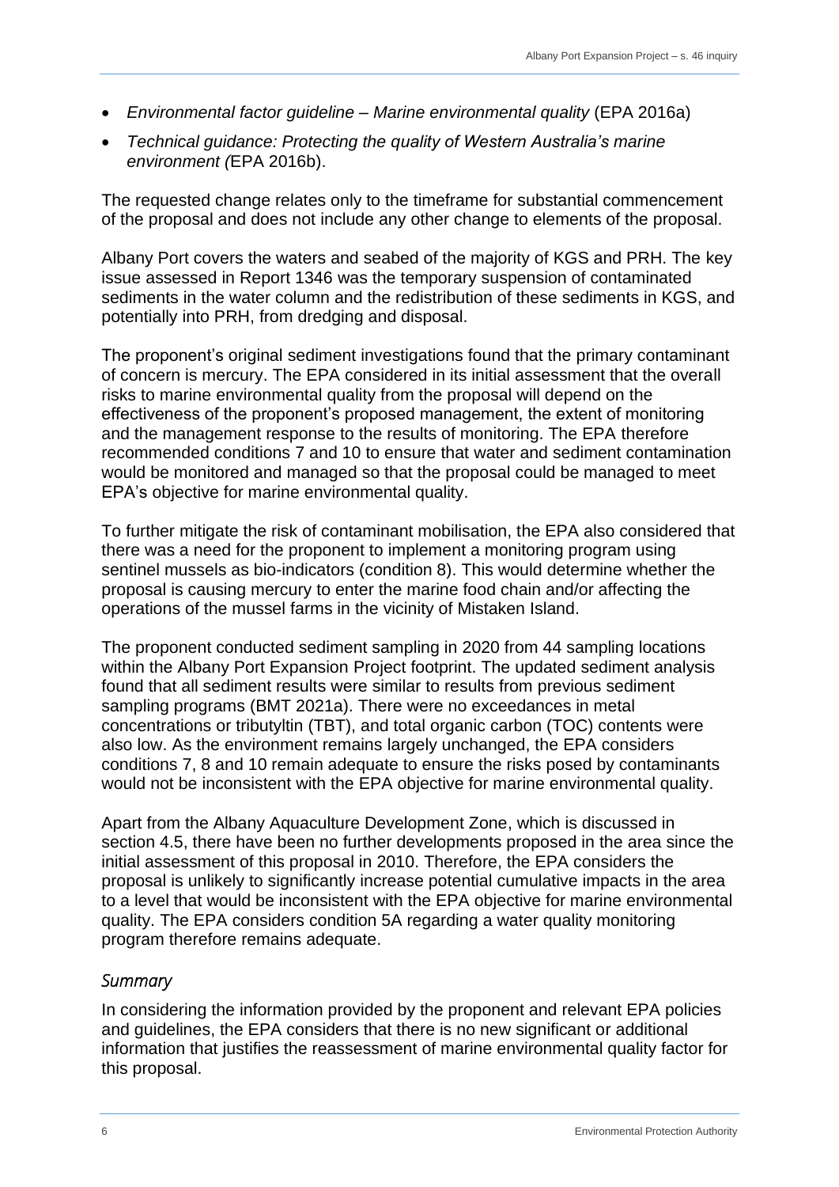- *Environmental factor guideline – Marine environmental quality* (EPA 2016a)
- *Technical guidance: Protecting the quality of Western Australia's marine environment (*EPA 2016b).

The requested change relates only to the timeframe for substantial commencement of the proposal and does not include any other change to elements of the proposal.

Albany Port covers the waters and seabed of the majority of KGS and PRH. The key issue assessed in Report 1346 was the temporary suspension of contaminated sediments in the water column and the redistribution of these sediments in KGS, and potentially into PRH, from dredging and disposal.

The proponent's original sediment investigations found that the primary contaminant of concern is mercury. The EPA considered in its initial assessment that the overall risks to marine environmental quality from the proposal will depend on the effectiveness of the proponent's proposed management, the extent of monitoring and the management response to the results of monitoring. The EPA therefore recommended conditions 7 and 10 to ensure that water and sediment contamination would be monitored and managed so that the proposal could be managed to meet EPA's objective for marine environmental quality.

To further mitigate the risk of contaminant mobilisation, the EPA also considered that there was a need for the proponent to implement a monitoring program using sentinel mussels as bio-indicators (condition 8). This would determine whether the proposal is causing mercury to enter the marine food chain and/or affecting the operations of the mussel farms in the vicinity of Mistaken Island.

The proponent conducted sediment sampling in 2020 from 44 sampling locations within the Albany Port Expansion Project footprint. The updated sediment analysis found that all sediment results were similar to results from previous sediment sampling programs (BMT 2021a). There were no exceedances in metal concentrations or tributyltin (TBT), and total organic carbon (TOC) contents were also low. As the environment remains largely unchanged, the EPA considers conditions 7, 8 and 10 remain adequate to ensure the risks posed by contaminants would not be inconsistent with the EPA objective for marine environmental quality.

Apart from the Albany Aquaculture Development Zone, which is discussed in section 4.5, there have been no further developments proposed in the area since the initial assessment of this proposal in 2010. Therefore, the EPA considers the proposal is unlikely to significantly increase potential cumulative impacts in the area to a level that would be inconsistent with the EPA objective for marine environmental quality. The EPA considers condition 5A regarding a water quality monitoring program therefore remains adequate.

### *Summary*

In considering the information provided by the proponent and relevant EPA policies and guidelines, the EPA considers that there is no new significant or additional information that justifies the reassessment of marine environmental quality factor for this proposal.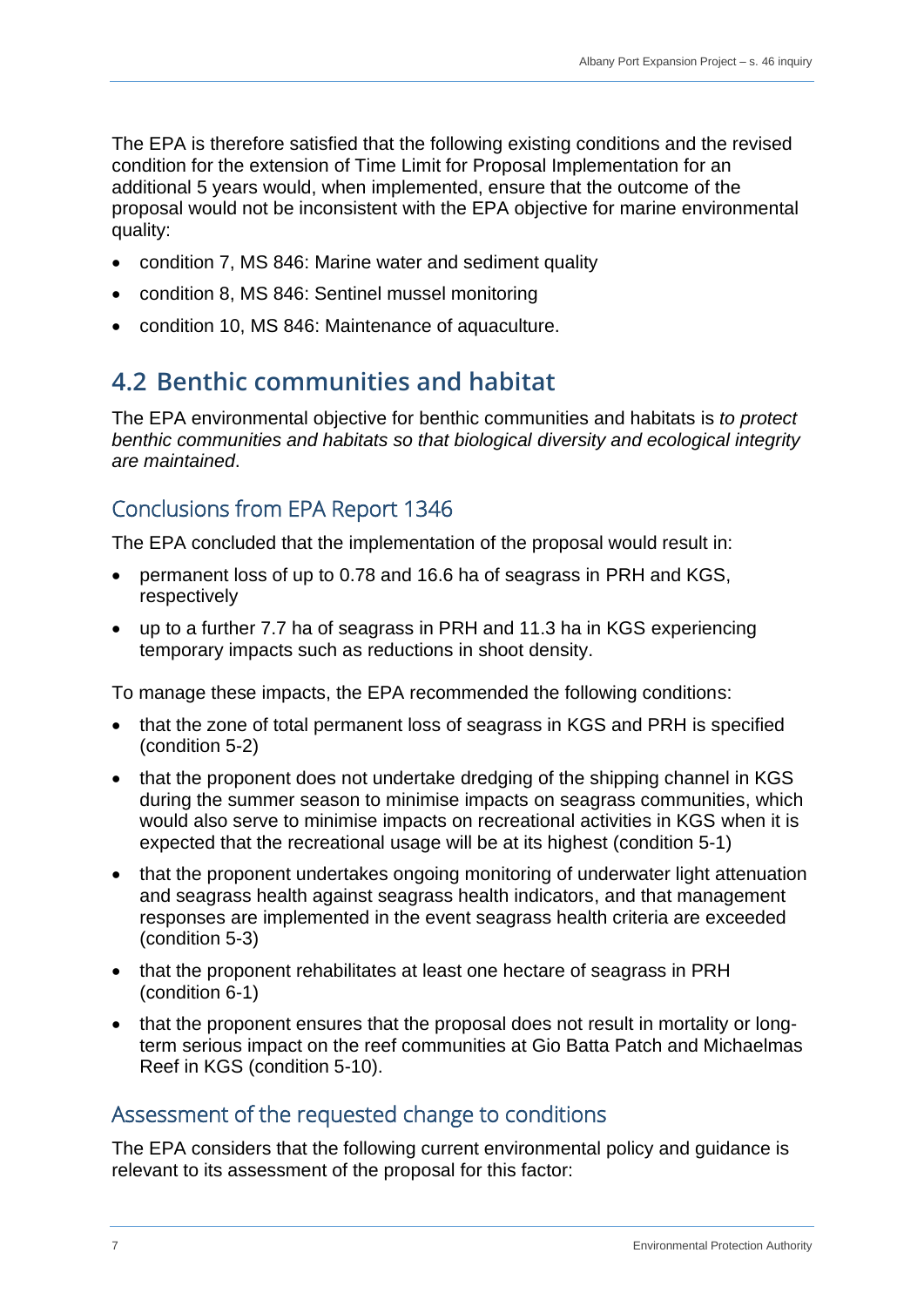The EPA is therefore satisfied that the following existing conditions and the revised condition for the extension of Time Limit for Proposal Implementation for an additional 5 years would, when implemented, ensure that the outcome of the proposal would not be inconsistent with the EPA objective for marine environmental quality:

- condition 7, MS 846: Marine water and sediment quality
- condition 8, MS 846: Sentinel mussel monitoring
- condition 10, MS 846: Maintenance of aquaculture.

## 4.2 Benthic communities and habitat

The EPA environmental objective for benthic communities and habitats is *to protect benthic communities and habitats so that biological diversity and ecological integrity are maintained*.

### Conclusions from EPA Report 1346

The EPA concluded that the implementation of the proposal would result in:

- permanent loss of up to 0.78 and 16.6 ha of seagrass in PRH and KGS, respectively
- up to a further 7.7 ha of seagrass in PRH and 11.3 ha in KGS experiencing temporary impacts such as reductions in shoot density.

To manage these impacts, the EPA recommended the following conditions:

- that the zone of total permanent loss of seagrass in KGS and PRH is specified (condition 5-2)
- that the proponent does not undertake dredging of the shipping channel in KGS during the summer season to minimise impacts on seagrass communities, which would also serve to minimise impacts on recreational activities in KGS when it is expected that the recreational usage will be at its highest (condition 5-1)
- that the proponent undertakes ongoing monitoring of underwater light attenuation and seagrass health against seagrass health indicators, and that management responses are implemented in the event seagrass health criteria are exceeded (condition 5-3)
- that the proponent rehabilitates at least one hectare of seagrass in PRH (condition 6-1)
- that the proponent ensures that the proposal does not result in mortality or long-term serious impact on the reef communities at Gio Batta Patch and Michaelmas Reef in KGS (condition 5-10).

### Assessment of the requested change to conditions

The EPA considers that the following current environmental policy and guidance is relevant to its assessment of the proposal for this factor: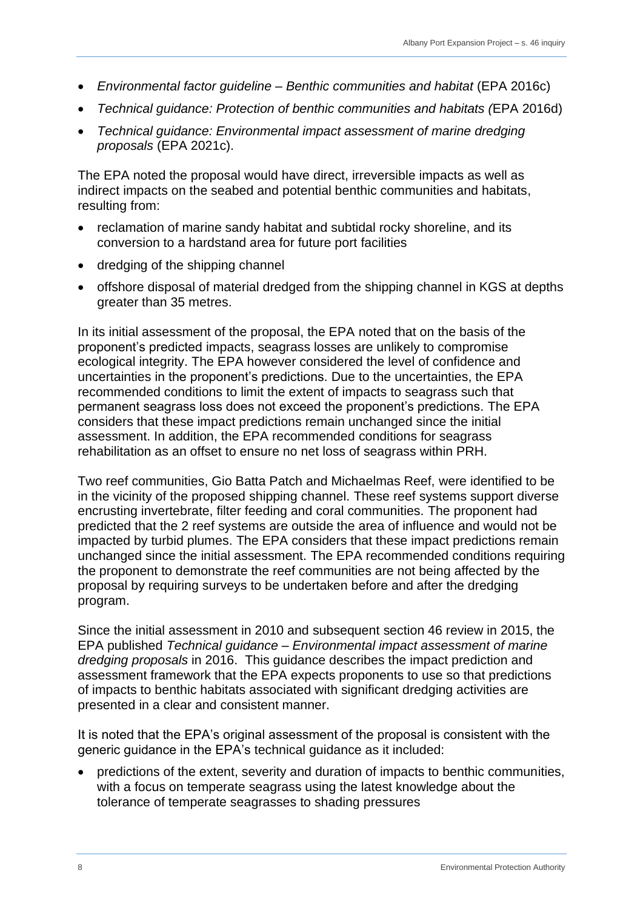- *Environmental factor guideline – Benthic communities and habitat* (EPA 2016c)
- *Technical guidance: Protection of benthic communities and habitats (*EPA 2016d)
- *Technical guidance: Environmental impact assessment of marine dredging proposals* (EPA 2021c).

The EPA noted the proposal would have direct, irreversible impacts as well as indirect impacts on the seabed and potential benthic communities and habitats, resulting from:

- reclamation of marine sandy habitat and subtidal rocky shoreline, and its conversion to a hardstand area for future port facilities
- dredging of the shipping channel
- offshore disposal of material dredged from the shipping channel in KGS at depths greater than 35 metres.

In its initial assessment of the proposal, the EPA noted that on the basis of the proponent's predicted impacts, seagrass losses are unlikely to compromise ecological integrity. The EPA however considered the level of confidence and uncertainties in the proponent's predictions. Due to the uncertainties, the EPA recommended conditions to limit the extent of impacts to seagrass such that permanent seagrass loss does not exceed the proponent's predictions. The EPA considers that these impact predictions remain unchanged since the initial assessment. In addition, the EPA recommended conditions for seagrass rehabilitation as an offset to ensure no net loss of seagrass within PRH.

Two reef communities, Gio Batta Patch and Michaelmas Reef, were identified to be in the vicinity of the proposed shipping channel. These reef systems support diverse encrusting invertebrate, filter feeding and coral communities. The proponent had predicted that the 2 reef systems are outside the area of influence and would not be impacted by turbid plumes. The EPA considers that these impact predictions remain unchanged since the initial assessment. The EPA recommended conditions requiring the proponent to demonstrate the reef communities are not being affected by the proposal by requiring surveys to be undertaken before and after the dredging program.

Since the initial assessment in 2010 and subsequent section 46 review in 2015, the EPA published *Technical guidance – Environmental impact assessment of marine dredging proposals* in 2016. This guidance describes the impact prediction and assessment framework that the EPA expects proponents to use so that predictions of impacts to benthic habitats associated with significant dredging activities are presented in a clear and consistent manner.

It is noted that the EPA's original assessment of the proposal is consistent with the generic guidance in the EPA's technical guidance as it included:

- predictions of the extent, severity and duration of impacts to benthic communities, with a focus on temperate seagrass using the latest knowledge about the tolerance of temperate seagrasses to shading pressures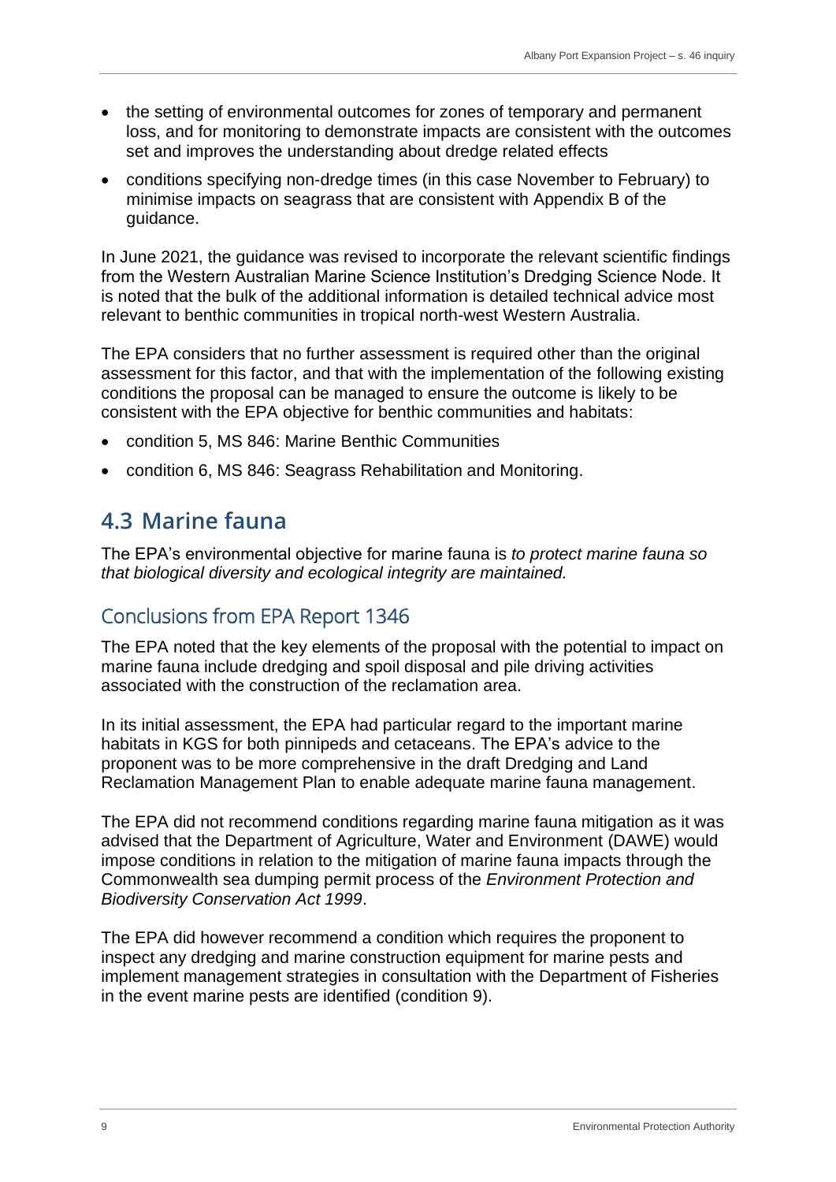- the setting of environmental outcomes for zones of temporary and permanent loss, and for monitoring to demonstrate impacts are consistent with the outcomes set and improves the understanding about dredge related effects
- conditions specifying non-dredge times (in this case November to February) to minimise impacts on seagrass that are consistent with Appendix B of the guidance.

In June 2021, the guidance was revised to incorporate the relevant scientific findings from the Western Australian Marine Science Institution's Dredging Science Node. It is noted that the bulk of the additional information is detailed technical advice most relevant to benthic communities in tropical north-west Western Australia.

The EPA considers that no further assessment is required other than the original assessment for this factor, and that with the implementation of the following existing conditions the proposal can be managed to ensure the outcome is likely to be consistent with the EPA objective for benthic communities and habitats:

- condition 5, MS 846: Marine Benthic Communities
- condition 6, MS 846: Seagrass Rehabilitation and Monitoring.

## 4.3 Marine fauna

The EPA's environmental objective for marine fauna is *to protect marine fauna so that biological diversity and ecological integrity are maintained.*

### Conclusions from EPA Report 1346

The EPA noted that the key elements of the proposal with the potential to impact on marine fauna include dredging and spoil disposal and pile driving activities associated with the construction of the reclamation area.

In its initial assessment, the EPA had particular regard to the important marine habitats in KGS for both pinnipeds and cetaceans. The EPA's advice to the proponent was to be more comprehensive in the draft Dredging and Land Reclamation Management Plan to enable adequate marine fauna management.

The EPA did not recommend conditions regarding marine fauna mitigation as it was advised that the Department of Agriculture, Water and Environment (DAWE) would impose conditions in relation to the mitigation of marine fauna impacts through the Commonwealth sea dumping permit process of the *Environment Protection and Biodiversity Conservation Act 1999*.

The EPA did however recommend a condition which requires the proponent to inspect any dredging and marine construction equipment for marine pests and implement management strategies in consultation with the Department of Fisheries in the event marine pests are identified (condition 9).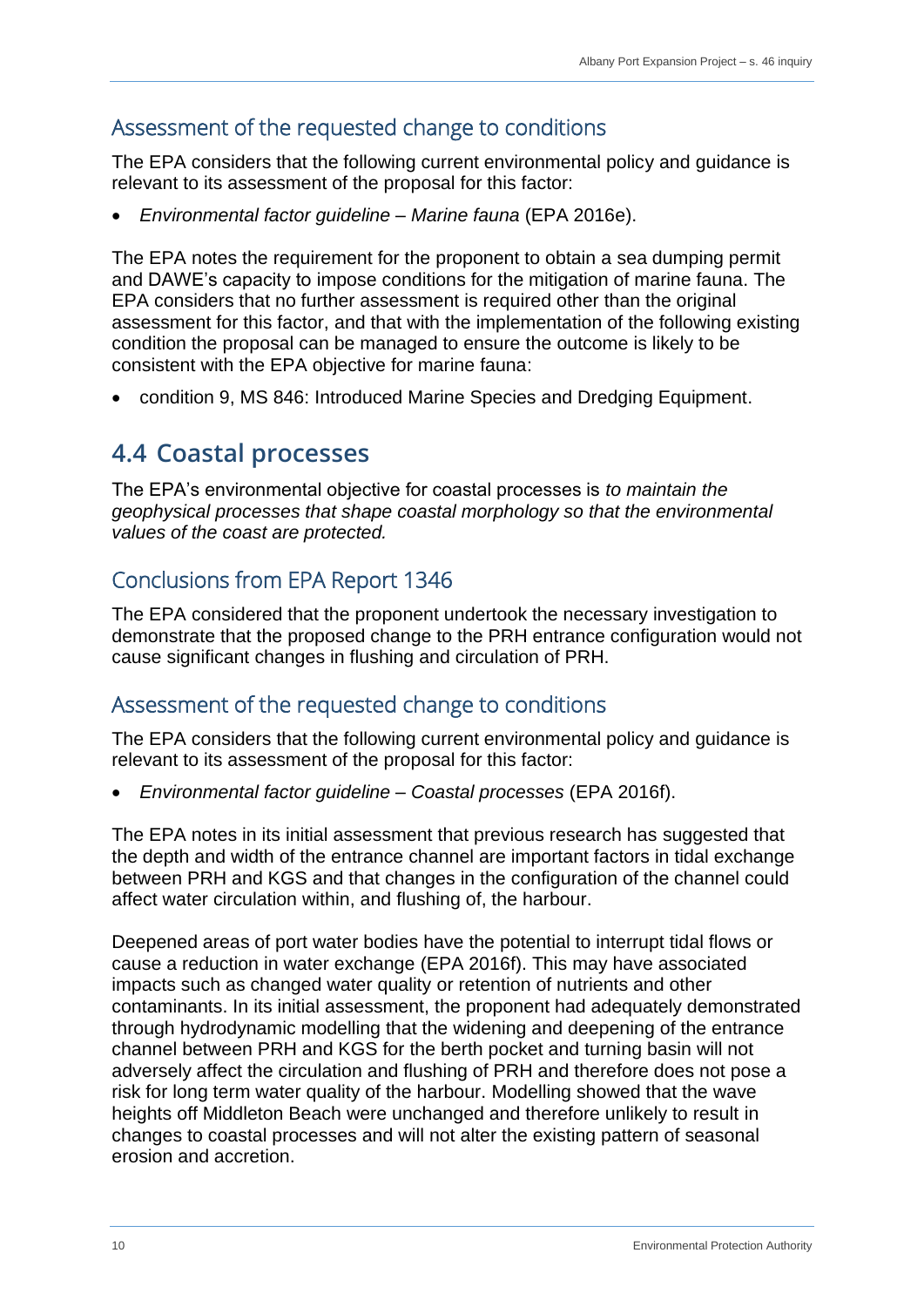### Assessment of the requested change to conditions

The EPA considers that the following current environmental policy and guidance is relevant to its assessment of the proposal for this factor:

- *Environmental factor guideline – Marine fauna* (EPA 2016e).

The EPA notes the requirement for the proponent to obtain a sea dumping permit and DAWE's capacity to impose conditions for the mitigation of marine fauna. The EPA considers that no further assessment is required other than the original assessment for this factor, and that with the implementation of the following existing condition the proposal can be managed to ensure the outcome is likely to be consistent with the EPA objective for marine fauna:

- condition 9, MS 846: Introduced Marine Species and Dredging Equipment.

## 4.4 Coastal processes

The EPA's environmental objective for coastal processes is *to maintain the geophysical processes that shape coastal morphology so that the environmental values of the coast are protected.*

### Conclusions from EPA Report 1346

The EPA considered that the proponent undertook the necessary investigation to demonstrate that the proposed change to the PRH entrance configuration would not cause significant changes in flushing and circulation of PRH.

### Assessment of the requested change to conditions

The EPA considers that the following current environmental policy and guidance is relevant to its assessment of the proposal for this factor:

- *Environmental factor guideline – Coastal processes* (EPA 2016f).

The EPA notes in its initial assessment that previous research has suggested that the depth and width of the entrance channel are important factors in tidal exchange between PRH and KGS and that changes in the configuration of the channel could affect water circulation within, and flushing of, the harbour.

Deepened areas of port water bodies have the potential to interrupt tidal flows or cause a reduction in water exchange (EPA 2016f). This may have associated impacts such as changed water quality or retention of nutrients and other contaminants. In its initial assessment, the proponent had adequately demonstrated through hydrodynamic modelling that the widening and deepening of the entrance channel between PRH and KGS for the berth pocket and turning basin will not adversely affect the circulation and flushing of PRH and therefore does not pose a risk for long term water quality of the harbour. Modelling showed that the wave heights off Middleton Beach were unchanged and therefore unlikely to result in changes to coastal processes and will not alter the existing pattern of seasonal erosion and accretion.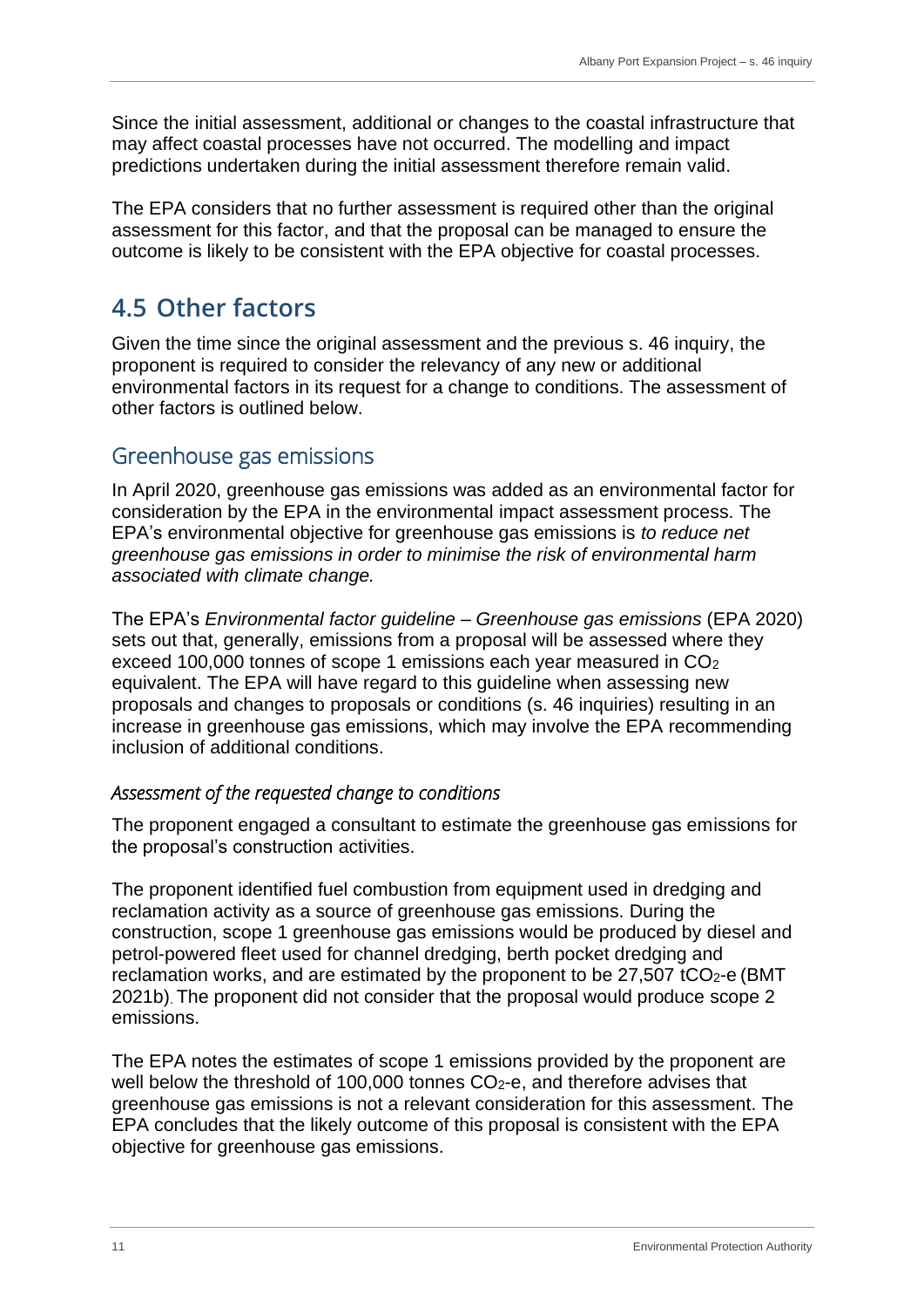Since the initial assessment, additional or changes to the coastal infrastructure that may affect coastal processes have not occurred. The modelling and impact predictions undertaken during the initial assessment therefore remain valid.

The EPA considers that no further assessment is required other than the original assessment for this factor, and that the proposal can be managed to ensure the outcome is likely to be consistent with the EPA objective for coastal processes.

## 4.5 Other factors

Given the time since the original assessment and the previous s. 46 inquiry, the proponent is required to consider the relevancy of any new or additional environmental factors in its request for a change to conditions. The assessment of other factors is outlined below.

### Greenhouse gas emissions

In April 2020, greenhouse gas emissions was added as an environmental factor for consideration by the EPA in the environmental impact assessment process. The EPA's environmental objective for greenhouse gas emissions is *to reduce net greenhouse gas emissions in order to minimise the risk of environmental harm associated with climate change.*

The EPA's *Environmental factor guideline – Greenhouse gas emissions* (EPA 2020) sets out that, generally, emissions from a proposal will be assessed where they exceed 100,000 tonnes of scope 1 emissions each year measured in $CO_2$ equivalent. The EPA will have regard to this guideline when assessing new proposals and changes to proposals or conditions (s. 46 inquiries) resulting in an increase in greenhouse gas emissions, which may involve the EPA recommending inclusion of additional conditions.

#### *Assessment of the requested change to conditions*

The proponent engaged a consultant to estimate the greenhouse gas emissions for the proposal's construction activities.

The proponent identified fuel combustion from equipment used in dredging and reclamation activity as a source of greenhouse gas emissions. During the construction, scope 1 greenhouse gas emissions would be produced by diesel and petrol-powered fleet used for channel dredging, berth pocket dredging and reclamation works, and are estimated by the proponent to be 27,507 $tCO_2$-e (BMT 2021b). The proponent did not consider that the proposal would produce scope 2 emissions.

The EPA notes the estimates of scope 1 emissions provided by the proponent are well below the threshold of 100,000 tonnes $CO_2$-e, and therefore advises that greenhouse gas emissions is not a relevant consideration for this assessment. The EPA concludes that the likely outcome of this proposal is consistent with the EPA objective for greenhouse gas emissions.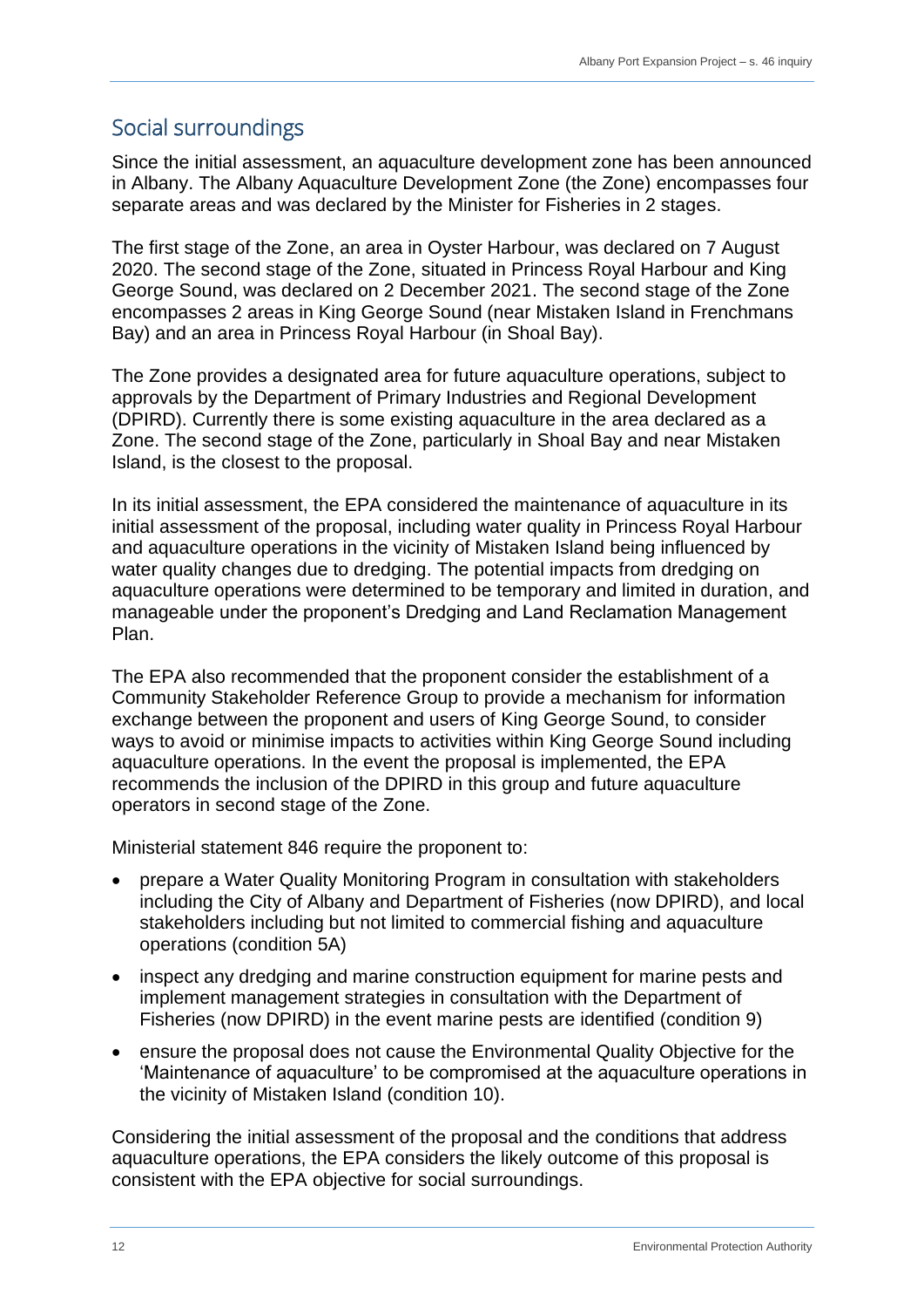## Social surroundings

Since the initial assessment, an aquaculture development zone has been announced in Albany. The Albany Aquaculture Development Zone (the Zone) encompasses four separate areas and was declared by the Minister for Fisheries in 2 stages.

The first stage of the Zone, an area in Oyster Harbour, was declared on 7 August 2020. The second stage of the Zone, situated in Princess Royal Harbour and King George Sound, was declared on 2 December 2021. The second stage of the Zone encompasses 2 areas in King George Sound (near Mistaken Island in Frenchmans Bay) and an area in Princess Royal Harbour (in Shoal Bay).

The Zone provides a designated area for future aquaculture operations, subject to approvals by the Department of Primary Industries and Regional Development (DPIRD). Currently there is some existing aquaculture in the area declared as a Zone. The second stage of the Zone, particularly in Shoal Bay and near Mistaken Island, is the closest to the proposal.

In its initial assessment, the EPA considered the maintenance of aquaculture in its initial assessment of the proposal, including water quality in Princess Royal Harbour and aquaculture operations in the vicinity of Mistaken Island being influenced by water quality changes due to dredging. The potential impacts from dredging on aquaculture operations were determined to be temporary and limited in duration, and manageable under the proponent's Dredging and Land Reclamation Management Plan.

The EPA also recommended that the proponent consider the establishment of a Community Stakeholder Reference Group to provide a mechanism for information exchange between the proponent and users of King George Sound, to consider ways to avoid or minimise impacts to activities within King George Sound including aquaculture operations. In the event the proposal is implemented, the EPA recommends the inclusion of the DPIRD in this group and future aquaculture operators in second stage of the Zone.

Ministerial statement 846 require the proponent to:

- prepare a Water Quality Monitoring Program in consultation with stakeholders including the City of Albany and Department of Fisheries (now DPIRD), and local stakeholders including but not limited to commercial fishing and aquaculture operations (condition 5A)
- inspect any dredging and marine construction equipment for marine pests and implement management strategies in consultation with the Department of Fisheries (now DPIRD) in the event marine pests are identified (condition 9)
- ensure the proposal does not cause the Environmental Quality Objective for the 'Maintenance of aquaculture' to be compromised at the aquaculture operations in the vicinity of Mistaken Island (condition 10).

Considering the initial assessment of the proposal and the conditions that address aquaculture operations, the EPA considers the likely outcome of this proposal is consistent with the EPA objective for social surroundings.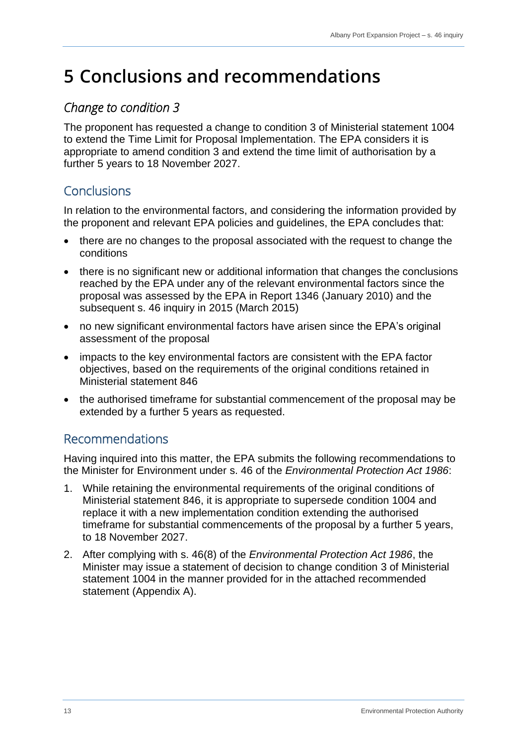# 5 Conclusions and recommendations

## *Change to condition 3*

The proponent has requested a change to condition 3 of Ministerial statement 1004 to extend the Time Limit for Proposal Implementation. The EPA considers it is appropriate to amend condition 3 and extend the time limit of authorisation by a further 5 years to 18 November 2027.

## Conclusions

In relation to the environmental factors, and considering the information provided by the proponent and relevant EPA policies and guidelines, the EPA concludes that:

- there are no changes to the proposal associated with the request to change the conditions
- there is no significant new or additional information that changes the conclusions reached by the EPA under any of the relevant environmental factors since the proposal was assessed by the EPA in Report 1346 (January 2010) and the subsequent s. 46 inquiry in 2015 (March 2015)
- no new significant environmental factors have arisen since the EPA's original assessment of the proposal
- impacts to the key environmental factors are consistent with the EPA factor objectives, based on the requirements of the original conditions retained in Ministerial statement 846
- the authorised timeframe for substantial commencement of the proposal may be extended by a further 5 years as requested.

## Recommendations

Having inquired into this matter, the EPA submits the following recommendations to the Minister for Environment under s. 46 of the *Environmental Protection Act 1986*:

1. While retaining the environmental requirements of the original conditions of Ministerial statement 846, it is appropriate to supersede condition 1004 and replace it with a new implementation condition extending the authorised timeframe for substantial commencements of the proposal by a further 5 years, to 18 November 2027.
2. After complying with s. 46(8) of the *Environmental Protection Act 1986*, the Minister may issue a statement of decision to change condition 3 of Ministerial statement 1004 in the manner provided for in the attached recommended statement (Appendix A).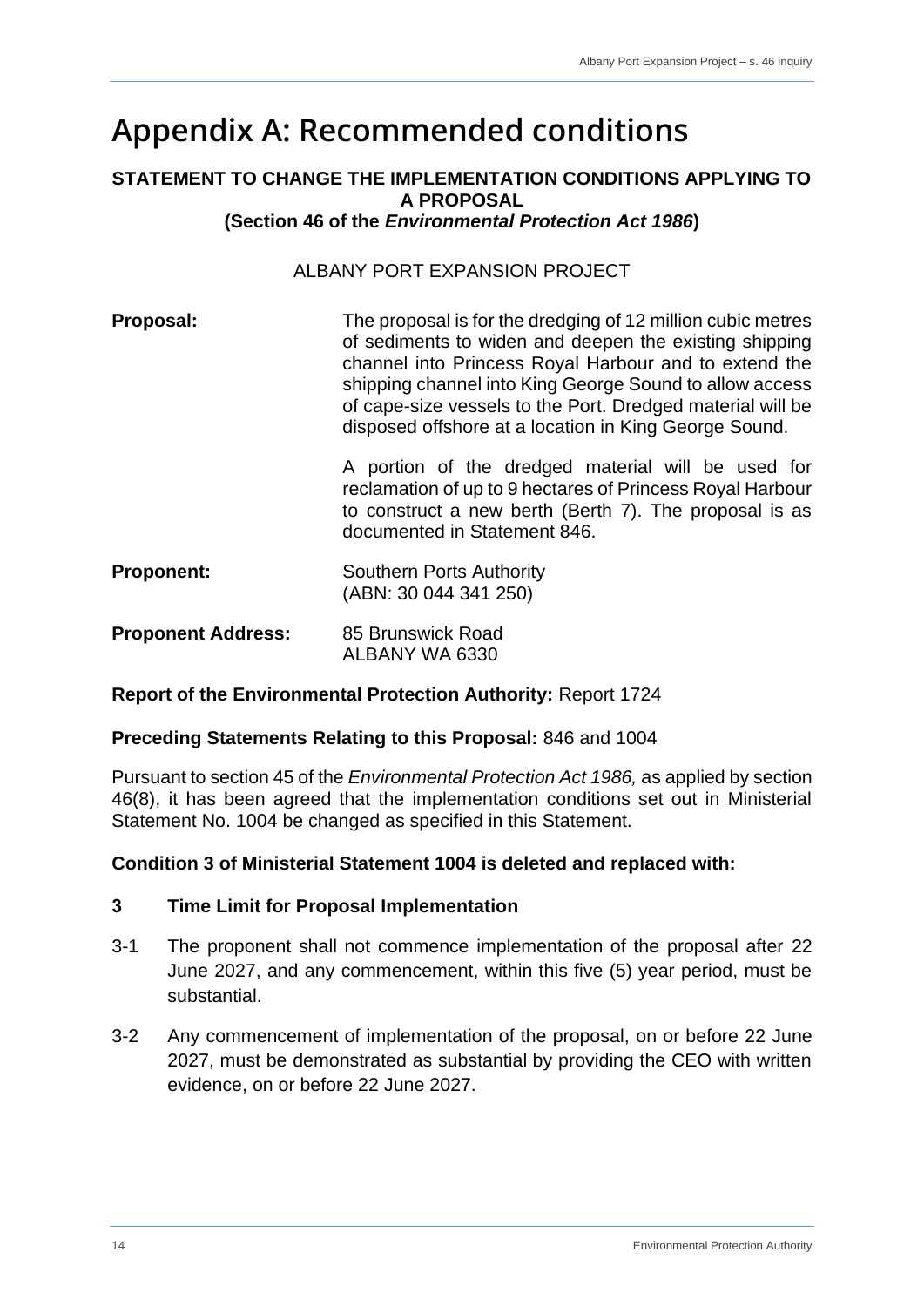# Appendix A: Recommended conditions

**STATEMENT TO CHANGE THE IMPLEMENTATION CONDITIONS APPLYING TO A PROPOSAL**
**(Section 46 of the *Environmental Protection Act 1986*)**

ALBANY PORT EXPANSION PROJECT

**Proposal:** The proposal is for the dredging of 12 million cubic metres of sediments to widen and deepen the existing shipping channel into Princess Royal Harbour and to extend the shipping channel into King George Sound to allow access of cape-size vessels to the Port. Dredged material will be disposed offshore at a location in King George Sound.

A portion of the dredged material will be used for reclamation of up to 9 hectares of Princess Royal Harbour to construct a new berth (Berth 7). The proposal is as documented in Statement 846.

**Proponent:** Southern Ports Authority
(ABN: 30 044 341 250)

**Proponent Address:** 85 Brunswick Road
ALBANY WA 6330

**Report of the Environmental Protection Authority:** Report 1724

**Preceding Statements Relating to this Proposal:** 846 and 1004

Pursuant to section 45 of the *Environmental Protection Act 1986,* as applied by section 46(8), it has been agreed that the implementation conditions set out in Ministerial Statement No. 1004 be changed as specified in this Statement.

**Condition 3 of Ministerial Statement 1004 is deleted and replaced with:**

**3 Time Limit for Proposal Implementation**

3-1 The proponent shall not commence implementation of the proposal after 22 June 2027, and any commencement, within this five (5) year period, must be substantial.

3-2 Any commencement of implementation of the proposal, on or before 22 June 2027, must be demonstrated as substantial by providing the CEO with written evidence, on or before 22 June 2027.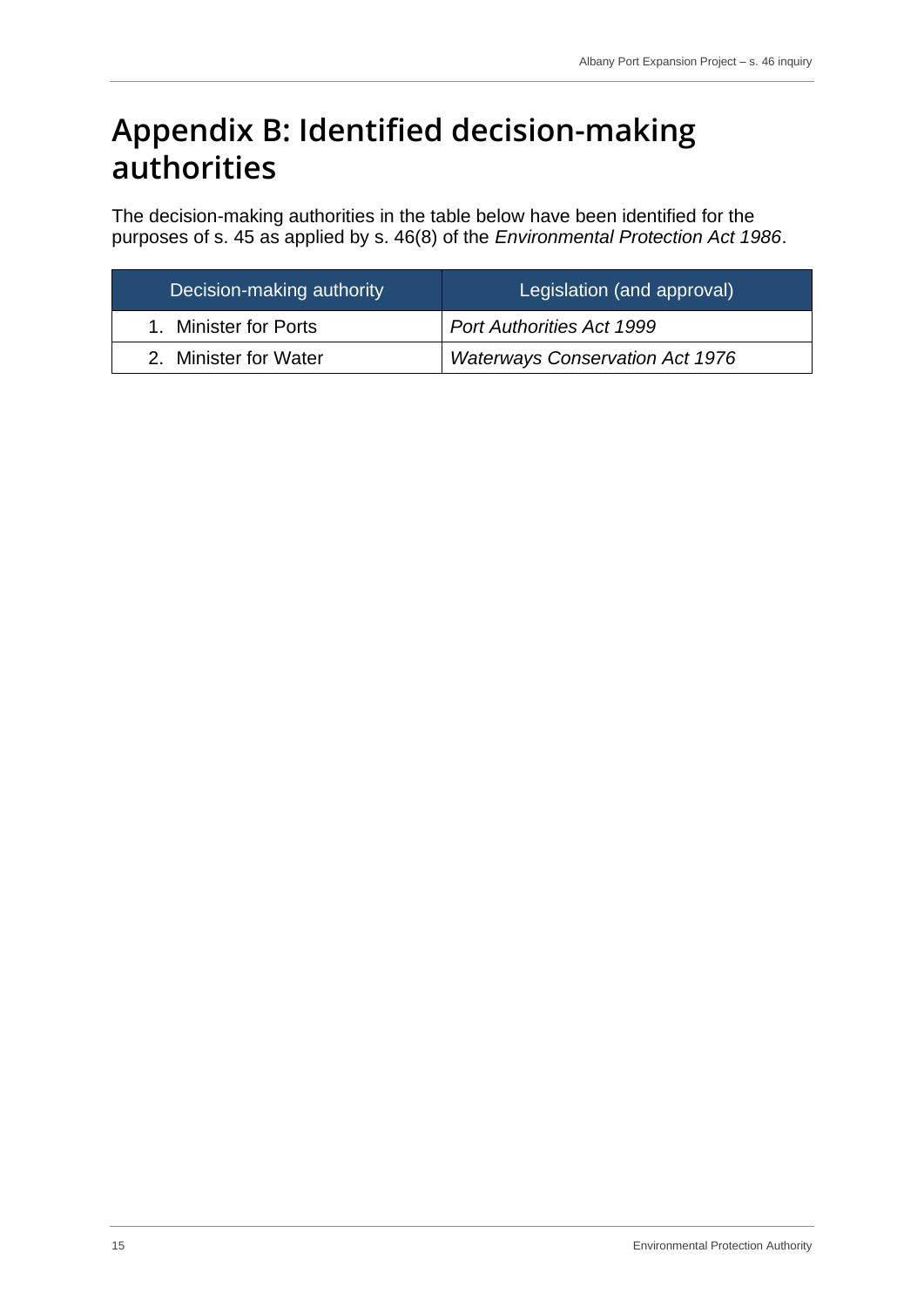# Appendix B: Identified decision-making authorities

The decision-making authorities in the table below have been identified for the purposes of s. 45 as applied by s. 46(8) of the *Environmental Protection Act 1986*.

| Decision-making authority | Legislation (and approval) |
| --- | --- |
| 1. Minister for Ports | *Port Authorities Act 1999* |
| 2. Minister for Water | *Waterways Conservation Act 1976* |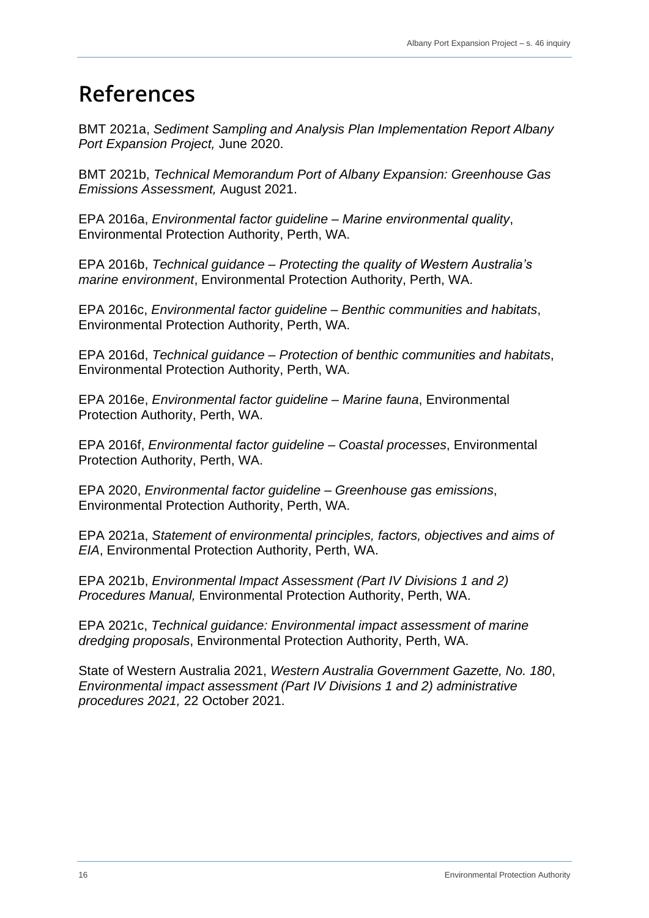# References

BMT 2021a, *Sediment Sampling and Analysis Plan Implementation Report Albany Port Expansion Project,* June 2020.

BMT 2021b, *Technical Memorandum Port of Albany Expansion: Greenhouse Gas Emissions Assessment,* August 2021.

EPA 2016a, *Environmental factor guideline – Marine environmental quality*, Environmental Protection Authority, Perth, WA.

EPA 2016b, *Technical guidance – Protecting the quality of Western Australia's marine environment*, Environmental Protection Authority, Perth, WA.

EPA 2016c, *Environmental factor guideline – Benthic communities and habitats*, Environmental Protection Authority, Perth, WA.

EPA 2016d, *Technical guidance – Protection of benthic communities and habitats*, Environmental Protection Authority, Perth, WA.

EPA 2016e, *Environmental factor guideline – Marine fauna*, Environmental Protection Authority, Perth, WA.

EPA 2016f, *Environmental factor guideline – Coastal processes*, Environmental Protection Authority, Perth, WA.

EPA 2020, *Environmental factor guideline – Greenhouse gas emissions*, Environmental Protection Authority, Perth, WA.

EPA 2021a, *Statement of environmental principles, factors, objectives and aims of EIA*, Environmental Protection Authority, Perth, WA.

EPA 2021b, *Environmental Impact Assessment (Part IV Divisions 1 and 2) Procedures Manual,* Environmental Protection Authority, Perth, WA.

EPA 2021c, *Technical guidance: Environmental impact assessment of marine dredging proposals*, Environmental Protection Authority, Perth, WA.

State of Western Australia 2021, *Western Australia Government Gazette, No. 180*, *Environmental impact assessment (Part IV Divisions 1 and 2) administrative procedures 2021,* 22 October 2021.